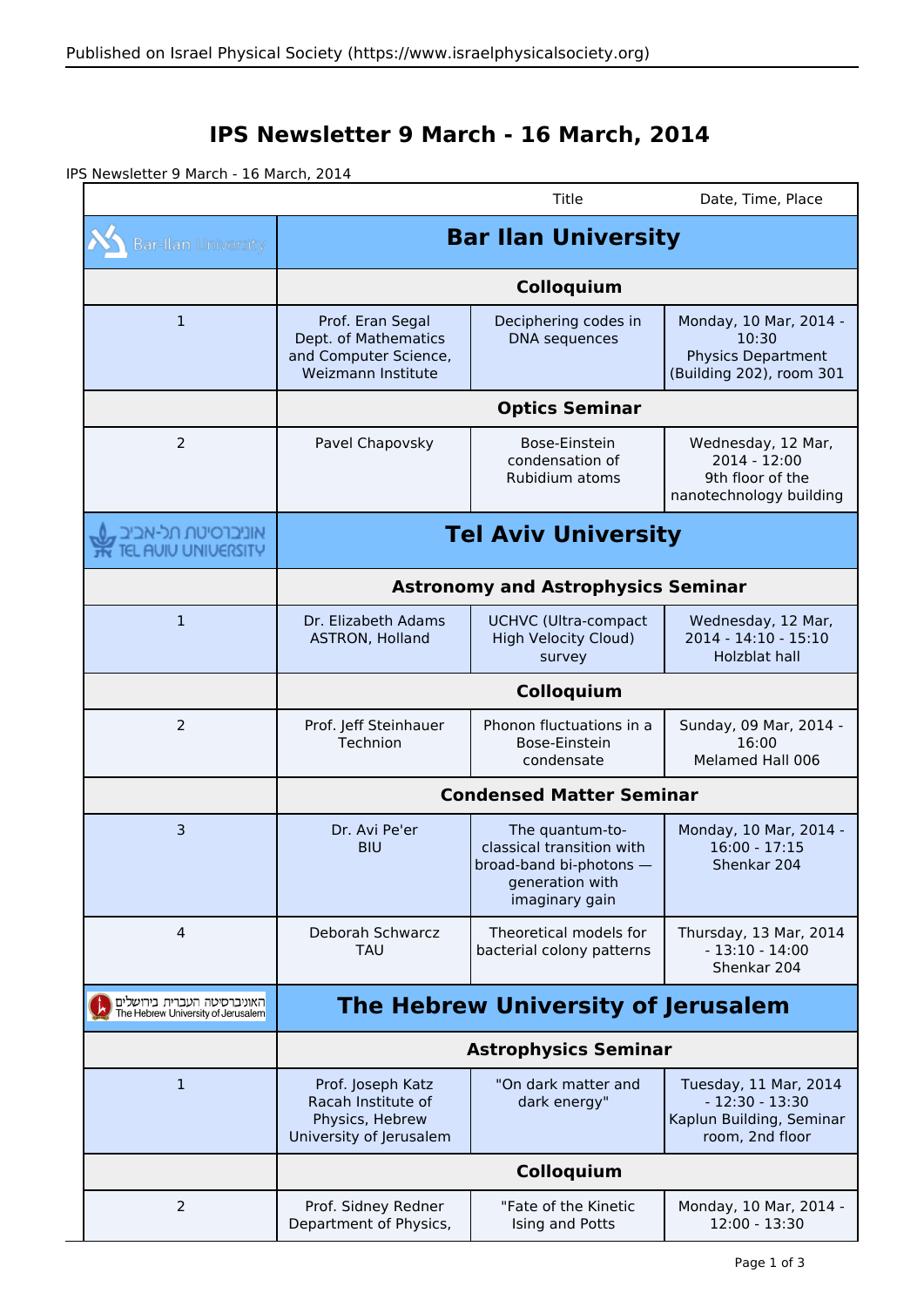# IPS Newsletter 9 March - 16 March, 2014

IPS Newsletter 9 March - 16 March, 2014

| | | Title | Date, Time, Place |
|---|---|---|---|
| Bar-Ilan University | **Bar Ilan University** | | |
| | **Colloquium** | | |
| 1 | Prof. Eran Segal Dept. of Mathematics and Computer Science, Weizmann Institute | Deciphering codes in DNA sequences | Monday, 10 Mar, 2014 - 10:30 Physics Department (Building 202), room 301 |
| | **Optics Seminar** | | |
| 2 | Pavel Chapovsky | Bose-Einstein condensation of Rubidium atoms | Wednesday, 12 Mar, 2014 - 12:00 9th floor of the nanotechnology building |
| אוניברסיטת תל-אביב TEL AVIV UNIVERSITY | **Tel Aviv University** | | |
| | **Astronomy and Astrophysics Seminar** | | |
| 1 | Dr. Elizabeth Adams ASTRON, Holland | UCHVC (Ultra-compact High Velocity Cloud) survey | Wednesday, 12 Mar, 2014 - 14:10 - 15:10 Holzblat hall |
| | **Colloquium** | | |
| 2 | Prof. Jeff Steinhauer Technion | Phonon fluctuations in a Bose-Einstein condensate | Sunday, 09 Mar, 2014 - 16:00 Melamed Hall 006 |
| | **Condensed Matter Seminar** | | |
| 3 | Dr. Avi Pe'er BIU | The quantum-to-classical transition with broad-band bi-photons — generation with imaginary gain | Monday, 10 Mar, 2014 - 16:00 - 17:15 Shenkar 204 |
| 4 | Deborah Schwarcz TAU | Theoretical models for bacterial colony patterns | Thursday, 13 Mar, 2014 - 13:10 - 14:00 Shenkar 204 |
| האוניברסיטה העברית בירושלים The Hebrew University of Jerusalem | **The Hebrew University of Jerusalem** | | |
| | **Astrophysics Seminar** | | |
| 1 | Prof. Joseph Katz Racah Institute of Physics, Hebrew University of Jerusalem | "On dark matter and dark energy" | Tuesday, 11 Mar, 2014 - 12:30 - 13:30 Kaplun Building, Seminar room, 2nd floor |
| | **Colloquium** | | |
| 2 | Prof. Sidney Redner Department of Physics, | "Fate of the Kinetic Ising and Potts | Monday, 10 Mar, 2014 - 12:00 - 13:30 |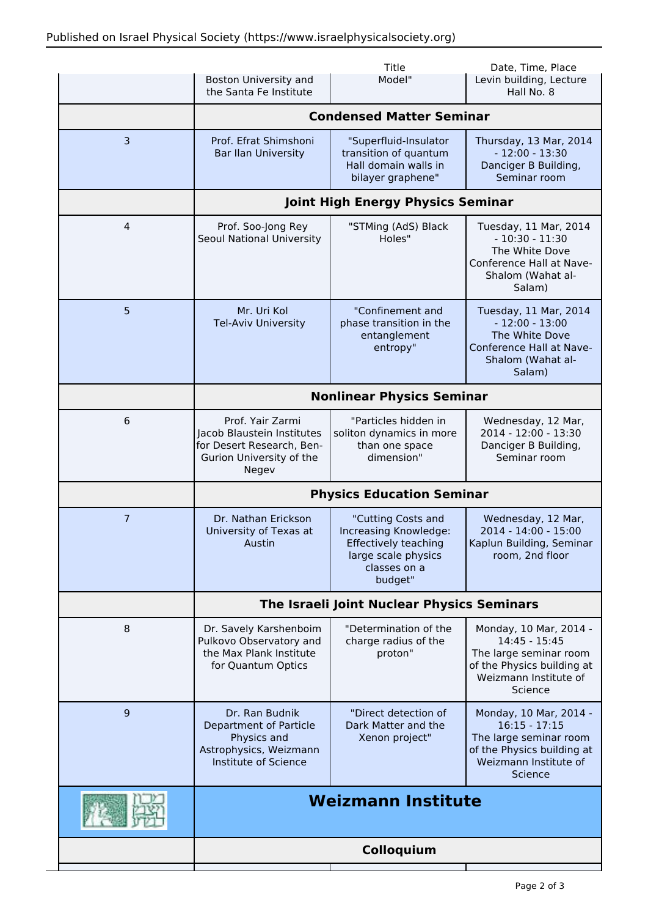| | | Title | Date, Time, Place |
|---|---|---|---|
| | Boston University and the Santa Fe Institute | Model" | Levin building, Lecture Hall No. 8 |
| | **Condensed Matter Seminar** | | |
| 3 | Prof. Efrat Shimshoni Bar Ilan University | "Superfluid-Insulator transition of quantum Hall domain walls in bilayer graphene" | Thursday, 13 Mar, 2014 - 12:00 - 13:30 Danciger B Building, Seminar room |
| | **Joint High Energy Physics Seminar** | | |
| 4 | Prof. Soo-Jong Rey Seoul National University | "STMing (AdS) Black Holes" | Tuesday, 11 Mar, 2014 - 10:30 - 11:30 The White Dove Conference Hall at Nave-Shalom (Wahat al-Salam) |
| 5 | Mr. Uri Kol Tel-Aviv University | "Confinement and phase transition in the entanglement entropy" | Tuesday, 11 Mar, 2014 - 12:00 - 13:00 The White Dove Conference Hall at Nave-Shalom (Wahat al-Salam) |
| | **Nonlinear Physics Seminar** | | |
| 6 | Prof. Yair Zarmi Jacob Blaustein Institutes for Desert Research, Ben-Gurion University of the Negev | "Particles hidden in soliton dynamics in more than one space dimension" | Wednesday, 12 Mar, 2014 - 12:00 - 13:30 Danciger B Building, Seminar room |
| | **Physics Education Seminar** | | |
| 7 | Dr. Nathan Erickson University of Texas at Austin | "Cutting Costs and Increasing Knowledge: Effectively teaching large scale physics classes on a budget" | Wednesday, 12 Mar, 2014 - 14:00 - 15:00 Kaplun Building, Seminar room, 2nd floor |
| | **The Israeli Joint Nuclear Physics Seminars** | | |
| 8 | Dr. Savely Karshenboim Pulkovo Observatory and the Max Plank Institute for Quantum Optics | "Determination of the charge radius of the proton" | Monday, 10 Mar, 2014 - 14:45 - 15:45 The large seminar room of the Physics building at Weizmann Institute of Science |
| 9 | Dr. Ran Budnik Department of Particle Physics and Astrophysics, Weizmann Institute of Science | "Direct detection of Dark Matter and the Xenon project" | Monday, 10 Mar, 2014 - 16:15 - 17:15 The large seminar room of the Physics building at Weizmann Institute of Science |
| | **Weizmann Institute** | | |
| | **Colloquium** | | |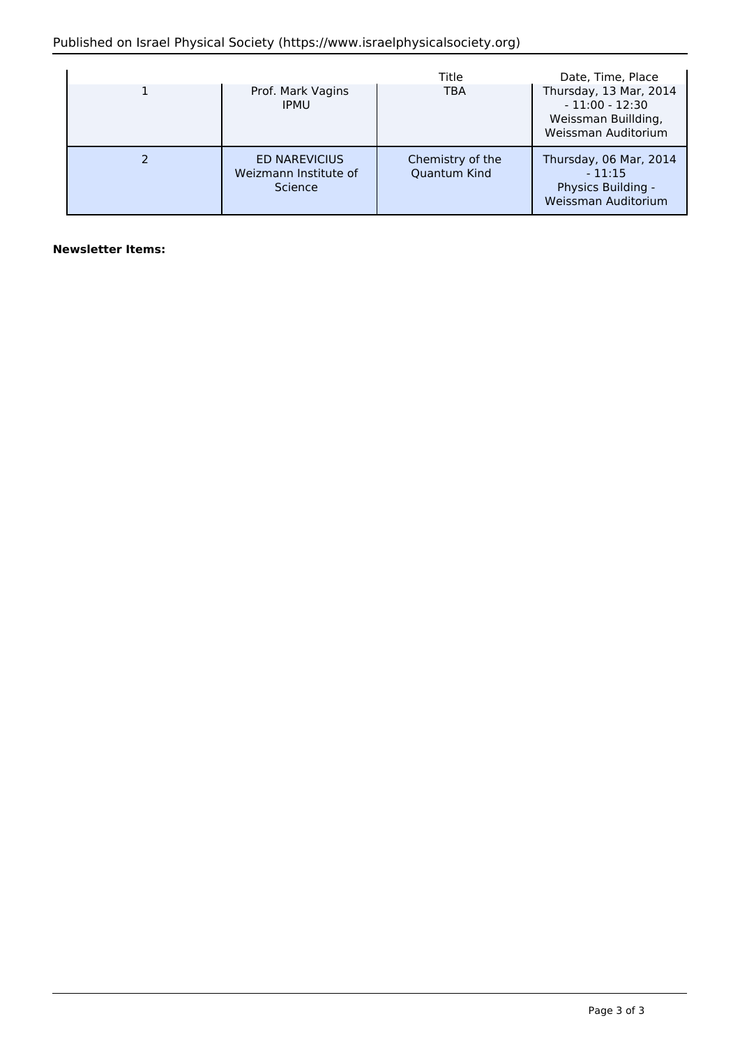| | | Title | Date, Time, Place |
|---|---|---|---|
| 1 | Prof. Mark Vagins IPMU | TBA | Thursday, 13 Mar, 2014 - 11:00 - 12:30 Weissman Buillding, Weissman Auditorium |
| 2 | ED NAREVICIUS Weizmann Institute of Science | Chemistry of the Quantum Kind | Thursday, 06 Mar, 2014 - 11:15 Physics Building - Weissman Auditorium |

**Newsletter Items:**